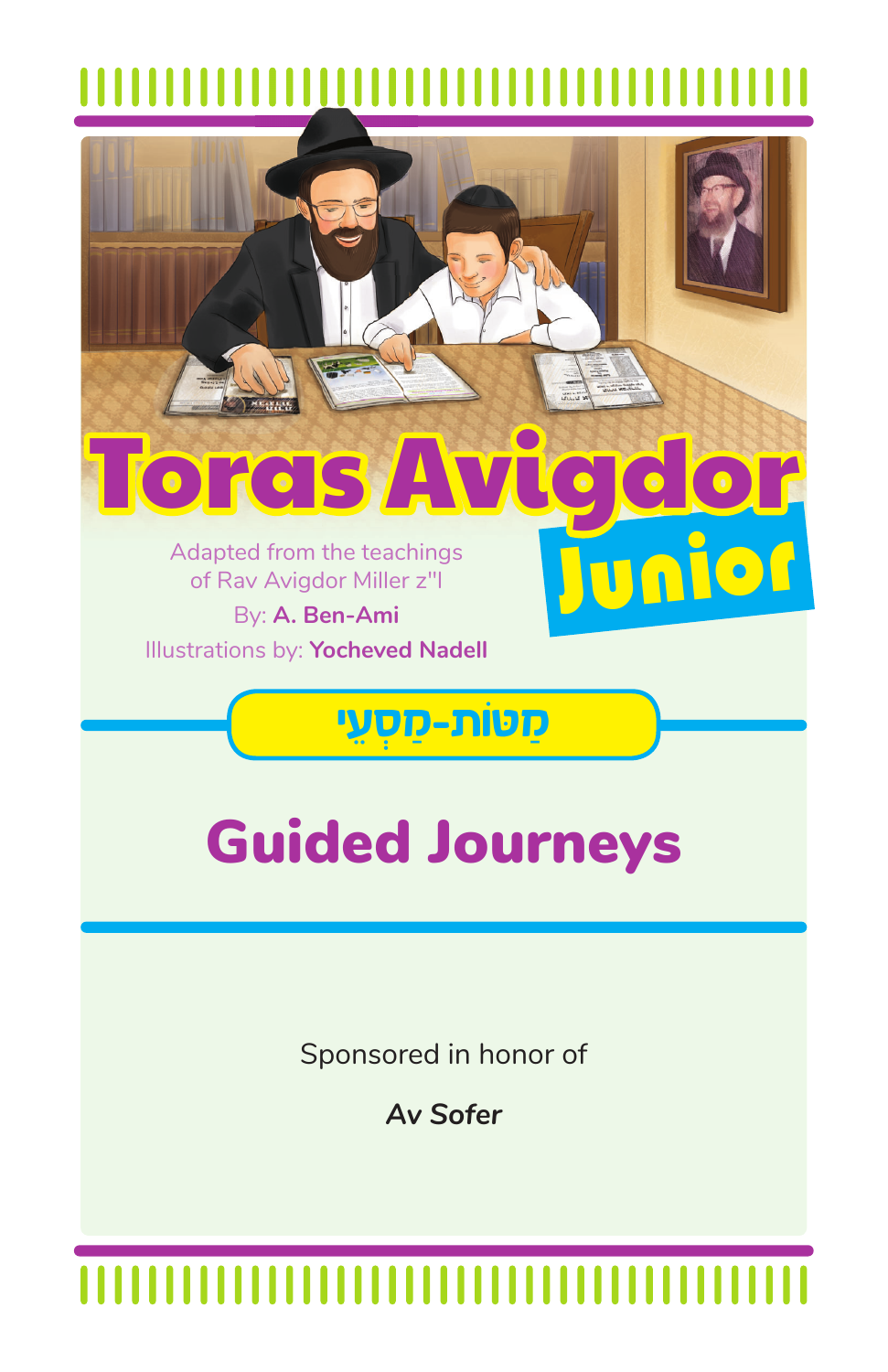# Toras Avigdor Junior

Adapted from the teachings of Rav Avigdor Miller z"l

By: **A. Ben-Ami**

Illustrations by: **Yocheved Nadell**

## מַטּוֹת-מַסְעֵי

# Guided Journeys

Sponsored in honor of

**Av Sofer**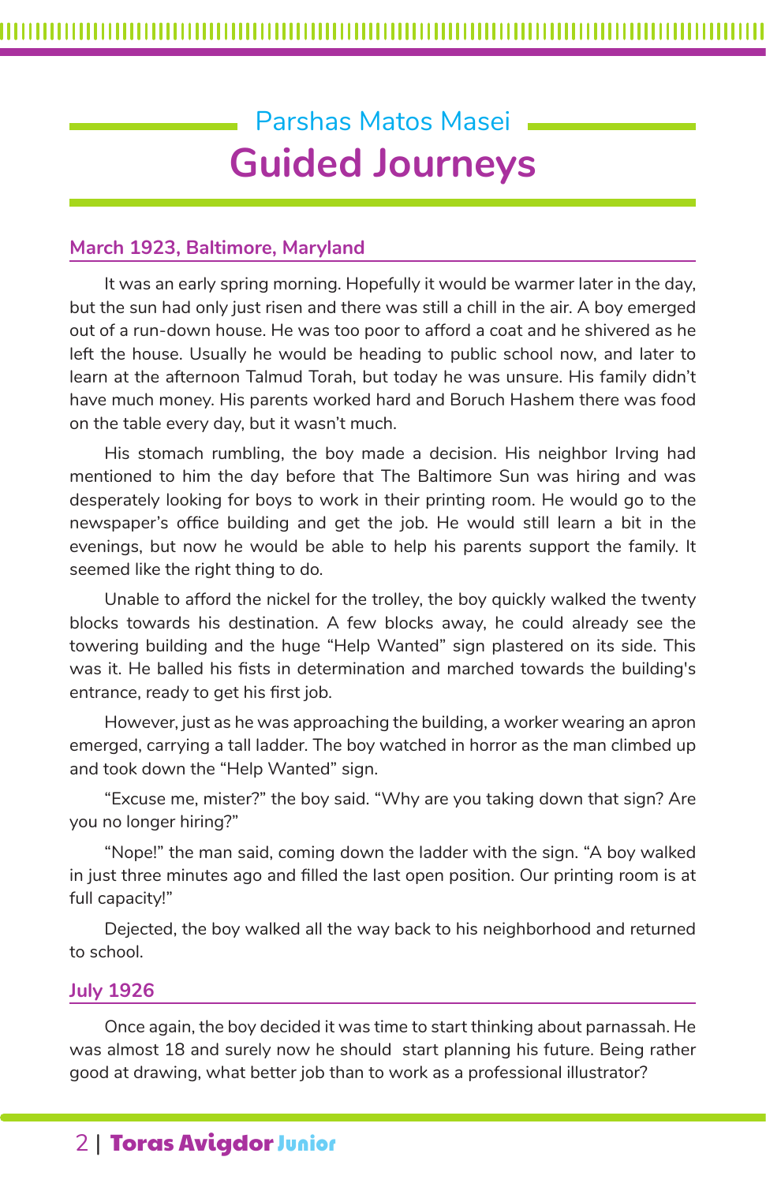## Parshas Matos Masei

# Guided Journeys

### March 1923, Baltimore, Maryland

It was an early spring morning. Hopefully it would be warmer later in the day, but the sun had only just risen and there was still a chill in the air. A boy emerged out of a run-down house. He was too poor to afford a coat and he shivered as he left the house. Usually he would be heading to public school now, and later to learn at the afternoon Talmud Torah, but today he was unsure. His family didn't have much money. His parents worked hard and Boruch Hashem there was food on the table every day, but it wasn't much.

His stomach rumbling, the boy made a decision. His neighbor Irving had mentioned to him the day before that The Baltimore Sun was hiring and was desperately looking for boys to work in their printing room. He would go to the newspaper's office building and get the job. He would still learn a bit in the evenings, but now he would be able to help his parents support the family. It seemed like the right thing to do.

Unable to afford the nickel for the trolley, the boy quickly walked the twenty blocks towards his destination. A few blocks away, he could already see the towering building and the huge "Help Wanted" sign plastered on its side. This was it. He balled his fists in determination and marched towards the building's entrance, ready to get his first job.

However, just as he was approaching the building, a worker wearing an apron emerged, carrying a tall ladder. The boy watched in horror as the man climbed up and took down the "Help Wanted" sign.

"Excuse me, mister?" the boy said. "Why are you taking down that sign? Are you no longer hiring?"

"Nope!" the man said, coming down the ladder with the sign. "A boy walked in just three minutes ago and filled the last open position. Our printing room is at full capacity!"

Dejected, the boy walked all the way back to his neighborhood and returned to school.

### July 1926

Once again, the boy decided it was time to start thinking about parnassah. He was almost 18 and surely now he should start planning his future. Being rather good at drawing, what better job than to work as a professional illustrator?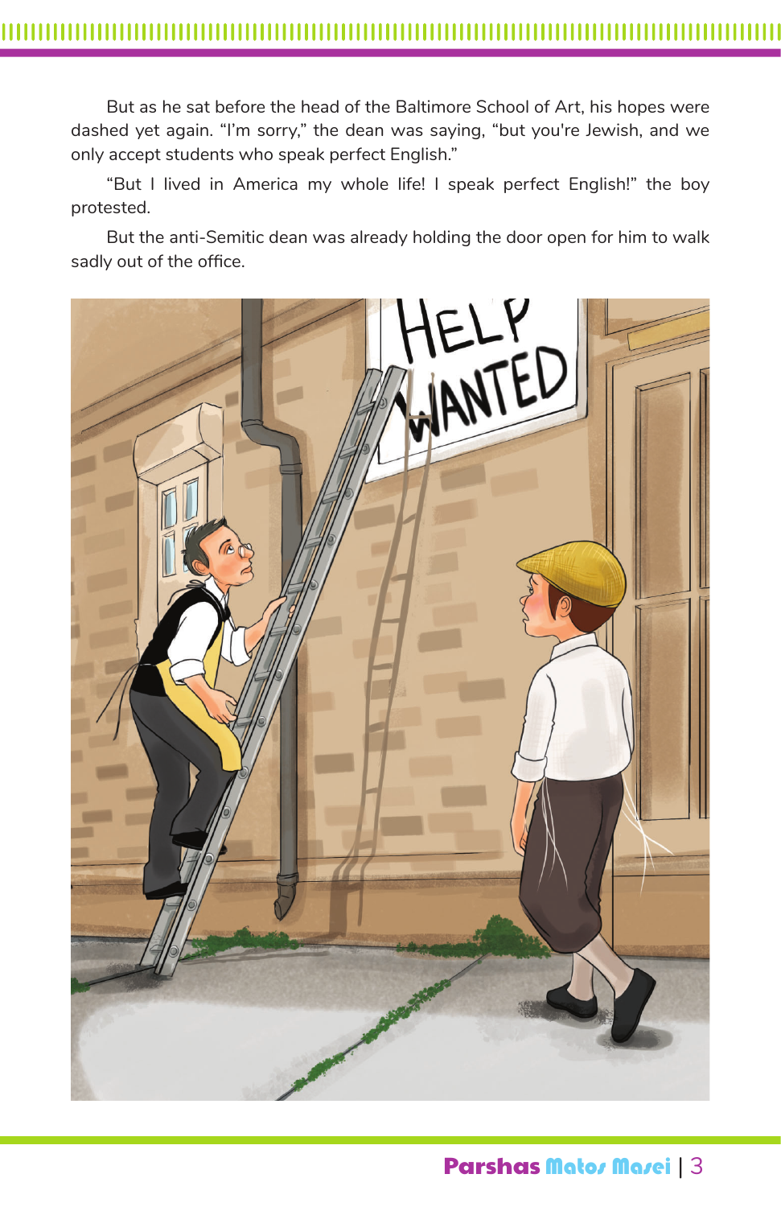But as he sat before the head of the Baltimore School of Art, his hopes were dashed yet again. “I’m sorry,” the dean was saying, “but you're Jewish, and we only accept students who speak perfect English.”

“But I lived in America my whole life! I speak perfect English!” the boy protested.

But the anti-Semitic dean was already holding the door open for him to walk sadly out of the office.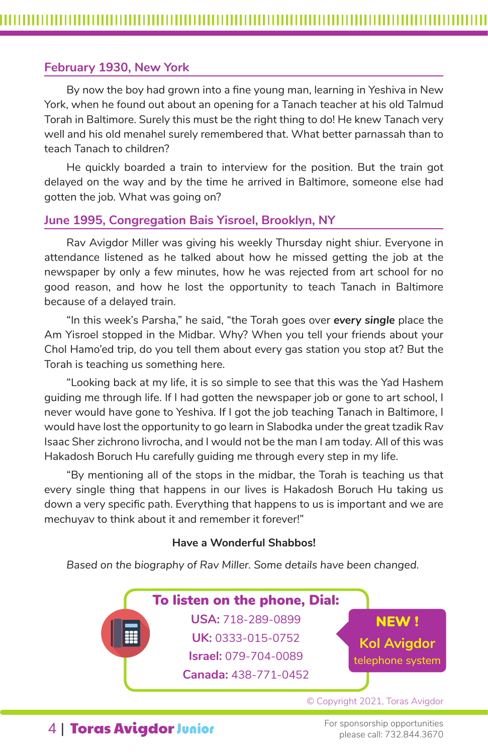## February 1930, New York

By now the boy had grown into a fine young man, learning in Yeshiva in New York, when he found out about an opening for a Tanach teacher at his old Talmud Torah in Baltimore. Surely this must be the right thing to do! He knew Tanach very well and his old menahel surely remembered that. What better parnassah than to teach Tanach to children?

He quickly boarded a train to interview for the position. But the train got delayed on the way and by the time he arrived in Baltimore, someone else had gotten the job. What was going on?

## June 1995, Congregation Bais Yisroel, Brooklyn, NY

Rav Avigdor Miller was giving his weekly Thursday night shiur. Everyone in attendance listened as he talked about how he missed getting the job at the newspaper by only a few minutes, how he was rejected from art school for no good reason, and how he lost the opportunity to teach Tanach in Baltimore because of a delayed train.

"In this week's Parsha," he said, "the Torah goes over ***every single*** place the Am Yisroel stopped in the Midbar. Why? When you tell your friends about your Chol Hamo'ed trip, do you tell them about every gas station you stop at? But the Torah is teaching us something here.

"Looking back at my life, it is so simple to see that this was the Yad Hashem guiding me through life. If I had gotten the newspaper job or gone to art school, I never would have gone to Yeshiva. If I got the job teaching Tanach in Baltimore, I would have lost the opportunity to go learn in Slabodka under the great tzadik Rav Isaac Sher zichrono livrocha, and I would not be the man I am today. All of this was Hakadosh Boruch Hu carefully guiding me through every step in my life.

"By mentioning all of the stops in the midbar, the Torah is teaching us that every single thing that happens in our lives is Hakadosh Boruch Hu taking us down a very specific path. Everything that happens to us is important and we are mechuyav to think about it and remember it forever!"

**Have a Wonderful Shabbos!**

*Based on the biography of Rav Miller. Some details have been changed.*

**To listen on the phone, Dial:**

**USA:** 718-289-0899

**UK:** 0333-015-0752

**Israel:** 079-704-0089

**Canada:** 438-771-0452

**NEW ! Kol Avigdor** telephone system

© Copyright 2021, Toras Avigdor

**Toras Avigdor Junior**

For sponsorship opportunities please call: 732.844.3670